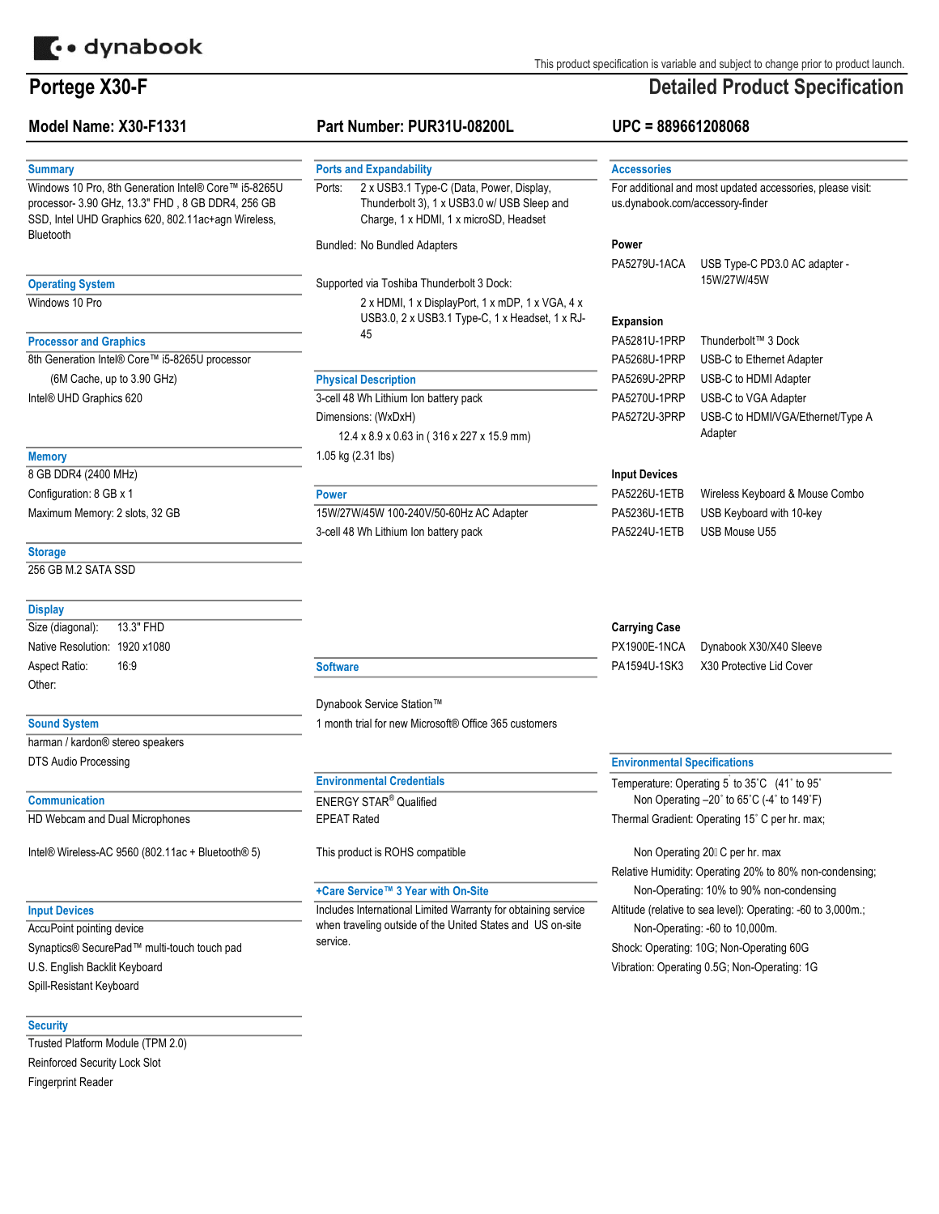dynabook

This product specification is variable and subject to change prior to product launch.

# Portege X30-F

## Detailed Product Specification

**Model Name: X30-F1331** **Part Number: PUR31U-08200L** **UPC = 889661208068**

### Summary

Windows 10 Pro, 8th Generation Intel® Core™ i5-8265U processor- 3.90 GHz, 13.3" FHD , 8 GB DDR4, 256 GB SSD, Intel UHD Graphics 620, 802.11ac+agn Wireless, Bluetooth

### Operating System

Windows 10 Pro

### Processor and Graphics

8th Generation Intel® Core™ i5-8265U processor

(6M Cache, up to 3.90 GHz)

Intel® UHD Graphics 620

### Memory

8 GB DDR4 (2400 MHz)

Configuration: 8 GB x 1

Maximum Memory: 2 slots, 32 GB

### Storage

256 GB M.2 SATA SSD

### Display

Size (diagonal): 13.3" FHD

Native Resolution: 1920 x1080

Aspect Ratio: 16:9

Other:

### Sound System

harman / kardon® stereo speakers

DTS Audio Processing

### Communication

HD Webcam and Dual Microphones

Intel® Wireless-AC 9560 (802.11ac + Bluetooth® 5)

### Input Devices

AccuPoint pointing device

Synaptics® SecurePad™ multi-touch touch pad

U.S. English Backlit Keyboard

Spill-Resistant Keyboard

### Security

Trusted Platform Module (TPM 2.0)

Reinforced Security Lock Slot

Fingerprint Reader

### Ports and Expandability

Ports: 2 x USB3.1 Type-C (Data, Power, Display, Thunderbolt 3), 1 x USB3.0 w/ USB Sleep and Charge, 1 x HDMI, 1 x microSD, Headset

Bundled: No Bundled Adapters

Supported via Toshiba Thunderbolt 3 Dock:

2 x HDMI, 1 x DisplayPort, 1 x mDP, 1 x VGA, 4 x USB3.0, 2 x USB3.1 Type-C, 1 x Headset, 1 x RJ-45

### Physical Description

3-cell 48 Wh Lithium Ion battery pack

Dimensions: (WxDxH)

12.4 x 8.9 x 0.63 in ( 316 x 227 x 15.9 mm)

1.05 kg (2.31 lbs)

### Power

15W/27W/45W 100-240V/50-60Hz AC Adapter

3-cell 48 Wh Lithium Ion battery pack

### Software

Dynabook Service Station™

1 month trial for new Microsoft® Office 365 customers

### Environmental Credentials

ENERGY STAR® Qualified

EPEAT Rated

This product is ROHS compatible

### +Care Service™ 3 Year with On-Site

Includes International Limited Warranty for obtaining service when traveling outside of the United States and US on-site service.

### Accessories

For additional and most updated accessories, please visit: us.dynabook.com/accessory-finder

**Power**

| | |
|---|---|
| PA5279U-1ACA | USB Type-C PD3.0 AC adapter - 15W/27W/45W |

**Expansion**

| | |
|---|---|
| PA5281U-1PRP | Thunderbolt™ 3 Dock |
| PA5268U-1PRP | USB-C to Ethernet Adapter |
| PA5269U-2PRP | USB-C to HDMI Adapter |
| PA5270U-1PRP | USB-C to VGA Adapter |
| PA5272U-3PRP | USB-C to HDMI/VGA/Ethernet/Type A Adapter |

**Input Devices**

| | |
|---|---|
| PA5226U-1ETB | Wireless Keyboard & Mouse Combo |
| PA5236U-1ETB | USB Keyboard with 10-key |
| PA5224U-1ETB | USB Mouse U55 |

**Carrying Case**

| | |
|---|---|
| PX1900E-1NCA | Dynabook X30/X40 Sleeve |
| PA1594U-1SK3 | X30 Protective Lid Cover |

### Environmental Specifications

Temperature: Operating 5˚ to 35˚C (41˚ to 95˚

Non Operating –20˚ to 65˚C (-4˚ to 149˚F)

Thermal Gradient: Operating 15˚ C per hr. max;

Non Operating 20˚ C per hr. max

Relative Humidity: Operating 20% to 80% non-condensing;

Non-Operating: 10% to 90% non-condensing

Altitude (relative to sea level): Operating: -60 to 3,000m.;

Non-Operating: -60 to 10,000m.

Shock: Operating: 10G; Non-Operating 60G

Vibration: Operating 0.5G; Non-Operating: 1G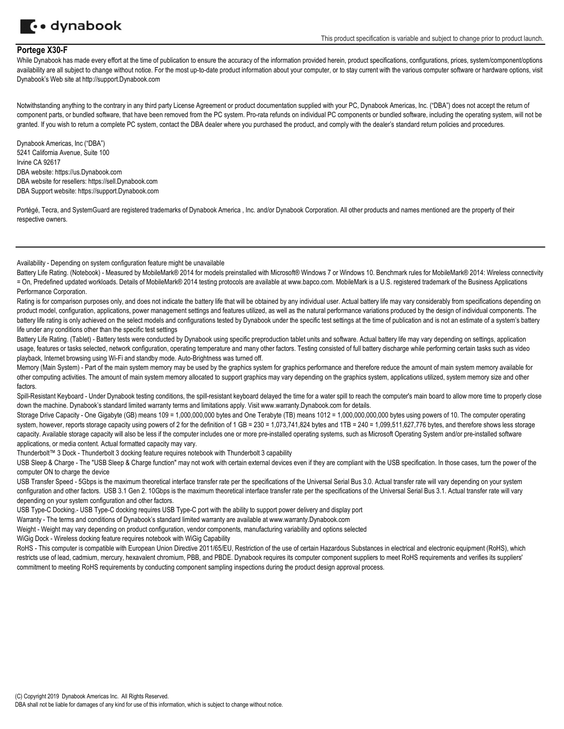## Portege X30-F

While Dynabook has made every effort at the time of publication to ensure the accuracy of the information provided herein, product specifications, configurations, prices, system/component/options availability are all subject to change without notice. For the most up-to-date product information about your computer, or to stay current with the various computer software or hardware options, visit Dynabook's Web site at http://support.Dynabook.com

Notwithstanding anything to the contrary in any third party License Agreement or product documentation supplied with your PC, Dynabook Americas, Inc. ("DBA") does not accept the return of component parts, or bundled software, that have been removed from the PC system. Pro-rata refunds on individual PC components or bundled software, including the operating system, will not be granted. If you wish to return a complete PC system, contact the DBA dealer where you purchased the product, and comply with the dealer's standard return policies and procedures.

Dynabook Americas, Inc ("DBA")
5241 California Avenue, Suite 100
Irvine CA 92617
DBA website: https://us.Dynabook.com
DBA website for resellers: https://sell.Dynabook.com
DBA Support website: https://support.Dynabook.com

Portégé, Tecra, and SystemGuard are registered trademarks of Dynabook America , Inc. and/or Dynabook Corporation. All other products and names mentioned are the property of their respective owners.

---

Availability - Depending on system configuration feature might be unavailable

Battery Life Rating. (Notebook) - Measured by MobileMark® 2014 for models preinstalled with Microsoft® Windows 7 or Windows 10. Benchmark rules for MobileMark® 2014: Wireless connectivity = On, Predefined updated workloads. Details of MobileMark® 2014 testing protocols are available at www.bapco.com. MobileMark is a U.S. registered trademark of the Business Applications Performance Corporation.

Rating is for comparison purposes only, and does not indicate the battery life that will be obtained by any individual user. Actual battery life may vary considerably from specifications depending on product model, configuration, applications, power management settings and features utilized, as well as the natural performance variations produced by the design of individual components. The battery life rating is only achieved on the select models and configurations tested by Dynabook under the specific test settings at the time of publication and is not an estimate of a system's battery life under any conditions other than the specific test settings

Battery Life Rating. (Tablet) - Battery tests were conducted by Dynabook using specific preproduction tablet units and software. Actual battery life may vary depending on settings, application usage, features or tasks selected, network configuration, operating temperature and many other factors. Testing consisted of full battery discharge while performing certain tasks such as video playback, Internet browsing using Wi-Fi and standby mode. Auto-Brightness was turned off.

Memory (Main System) - Part of the main system memory may be used by the graphics system for graphics performance and therefore reduce the amount of main system memory available for other computing activities. The amount of main system memory allocated to support graphics may vary depending on the graphics system, applications utilized, system memory size and other factors.

Spill-Resistant Keyboard - Under Dynabook testing conditions, the spill-resistant keyboard delayed the time for a water spill to reach the computer's main board to allow more time to properly close down the machine. Dynabook's standard limited warranty terms and limitations apply. Visit www.warranty.Dynabook.com for details.

Storage Drive Capacity - One Gigabyte (GB) means 109 = 1,000,000,000 bytes and One Terabyte (TB) means 1012 = 1,000,000,000,000 bytes using powers of 10. The computer operating system, however, reports storage capacity using powers of 2 for the definition of 1 GB = 230 = 1,073,741,824 bytes and 1TB = 240 = 1,099,511,627,776 bytes, and therefore shows less storage capacity. Available storage capacity will also be less if the computer includes one or more pre-installed operating systems, such as Microsoft Operating System and/or pre-installed software applications, or media content. Actual formatted capacity may vary.

Thunderbolt™ 3 Dock - Thunderbolt 3 docking feature requires notebook with Thunderbolt 3 capability

USB Sleep & Charge - The "USB Sleep & Charge function" may not work with certain external devices even if they are compliant with the USB specification. In those cases, turn the power of the computer ON to charge the device

USB Transfer Speed - 5Gbps is the maximum theoretical interface transfer rate per the specifications of the Universal Serial Bus 3.0. Actual transfer rate will vary depending on your system configuration and other factors. USB 3.1 Gen 2. 10Gbps is the maximum theoretical interface transfer rate per the specifications of the Universal Serial Bus 3.1. Actual transfer rate will vary depending on your system configuration and other factors.

USB Type-C Docking.- USB Type-C docking requires USB Type-C port with the ability to support power delivery and display port

Warranty - The terms and conditions of Dynabook's standard limited warranty are available at www.warranty.Dynabook.com

Weight - Weight may vary depending on product configuration, vendor components, manufacturing variability and options selected

WiGig Dock - Wireless docking feature requires notebook with WiGig Capability

RoHS - This computer is compatible with European Union Directive 2011/65/EU, Restriction of the use of certain Hazardous Substances in electrical and electronic equipment (RoHS), which restricts use of lead, cadmium, mercury, hexavalent chromium, PBB, and PBDE. Dynabook requires its computer component suppliers to meet RoHS requirements and verifies its suppliers' commitment to meeting RoHS requirements by conducting component sampling inspections during the product design approval process.